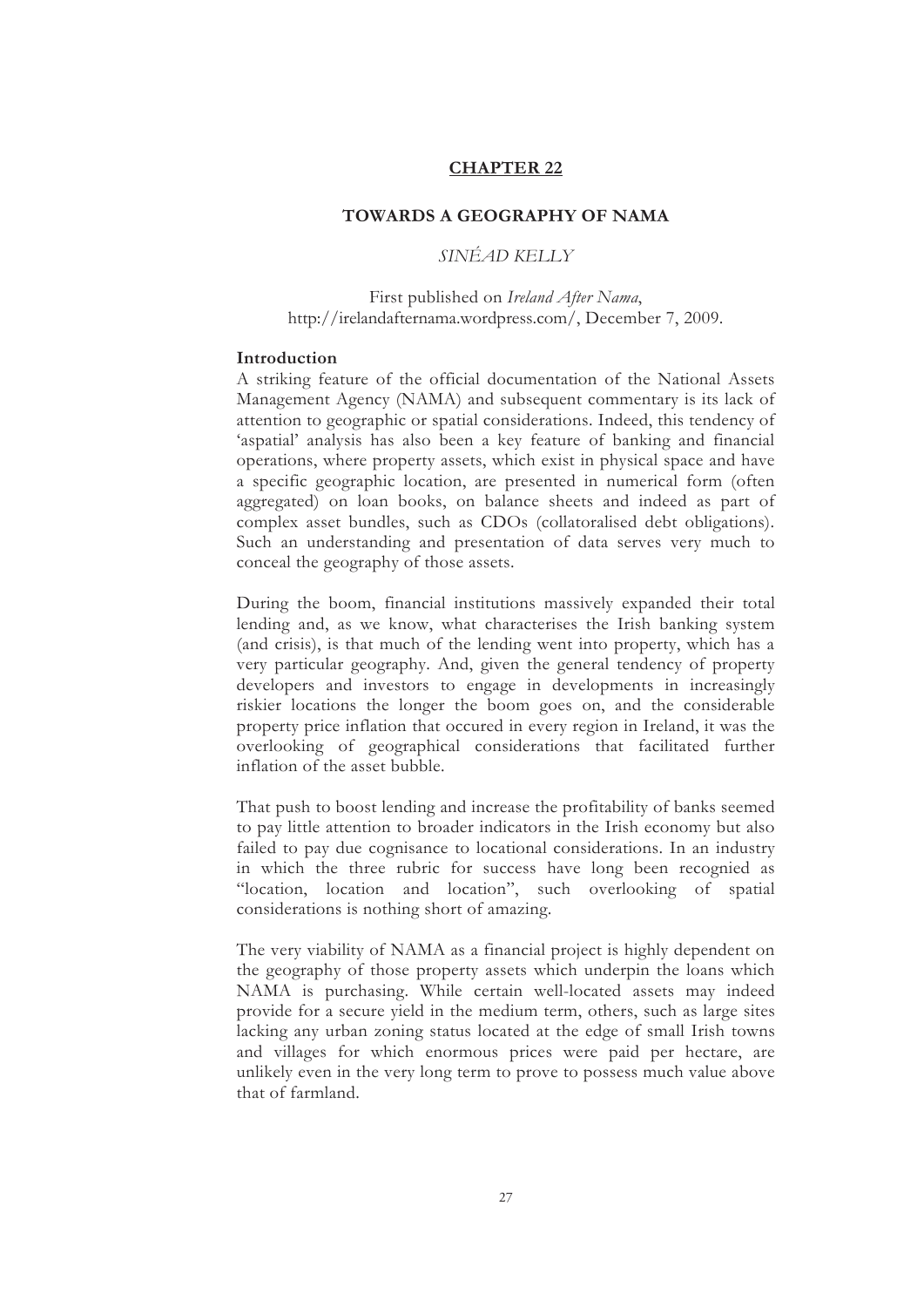# CHAPTER 22

## TOWARDS A GEOGRAPHY OF NAMA

*SINÉAD KELLY*

First published on *Ireland After Nama*, http://irelandafternama.wordpress.com/, December 7, 2009.

**Introduction**

A striking feature of the official documentation of the National Assets Management Agency (NAMA) and subsequent commentary is its lack of attention to geographic or spatial considerations. Indeed, this tendency of 'aspatial' analysis has also been a key feature of banking and financial operations, where property assets, which exist in physical space and have a specific geographic location, are presented in numerical form (often aggregated) on loan books, on balance sheets and indeed as part of complex asset bundles, such as CDOs (collatoralised debt obligations). Such an understanding and presentation of data serves very much to conceal the geography of those assets.

During the boom, financial institutions massively expanded their total lending and, as we know, what characterises the Irish banking system (and crisis), is that much of the lending went into property, which has a very particular geography. And, given the general tendency of property developers and investors to engage in developments in increasingly riskier locations the longer the boom goes on, and the considerable property price inflation that occured in every region in Ireland, it was the overlooking of geographical considerations that facilitated further inflation of the asset bubble.

That push to boost lending and increase the profitability of banks seemed to pay little attention to broader indicators in the Irish economy but also failed to pay due cognisance to locational considerations. In an industry in which the three rubric for success have long been recognied as "location, location and location", such overlooking of spatial considerations is nothing short of amazing.

The very viability of NAMA as a financial project is highly dependent on the geography of those property assets which underpin the loans which NAMA is purchasing. While certain well-located assets may indeed provide for a secure yield in the medium term, others, such as large sites lacking any urban zoning status located at the edge of small Irish towns and villages for which enormous prices were paid per hectare, are unlikely even in the very long term to prove to possess much value above that of farmland.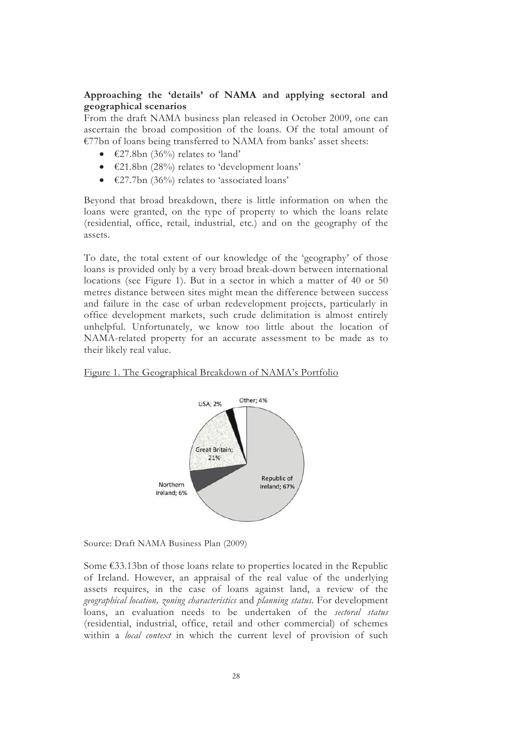**Approaching the 'details' of NAMA and applying sectoral and geographical scenarios**

From the draft NAMA business plan released in October 2009, one can ascertain the broad composition of the loans. Of the total amount of €77bn of loans being transferred to NAMA from banks' asset sheets:

- €27.8bn (36%) relates to 'land'
- €21.8bn (28%) relates to 'development loans'
- €27.7bn (36%) relates to 'associated loans'

Beyond that broad breakdown, there is little information on when the loans were granted, on the type of property to which the loans relate (residential, office, retail, industrial, etc.) and on the geography of the assets.

To date, the total extent of our knowledge of the 'geography' of those loans is provided only by a very broad break-down between international locations (see Figure 1). But in a sector in which a matter of 40 or 50 metres distance between sites might mean the difference between success and failure in the case of urban redevelopment projects, particularly in office development markets, such crude delimitation is almost entirely unhelpful. Unfortunately, we know too little about the location of NAMA-related property for an accurate assessment to be made as to their likely real value.

Figure 1. The Geographical Breakdown of NAMA's Portfolio

| Location | Share |
|---|---|
| Republic of Ireland | 67% |
| Great Britain | 21% |
| Northern Ireland | 6% |
| Other | 4% |
| USA | 2% |

Source: Draft NAMA Business Plan (2009)

Some €33.13bn of those loans relate to properties located in the Republic of Ireland. However, an appraisal of the real value of the underlying assets requires, in the case of loans against land, a review of the *geographical location, zoning characteristics* and *planning status*. For development loans, an evaluation needs to be undertaken of the *sectoral status* (residential, industrial, office, retail and other commercial) of schemes within a *local context* in which the current level of provision of such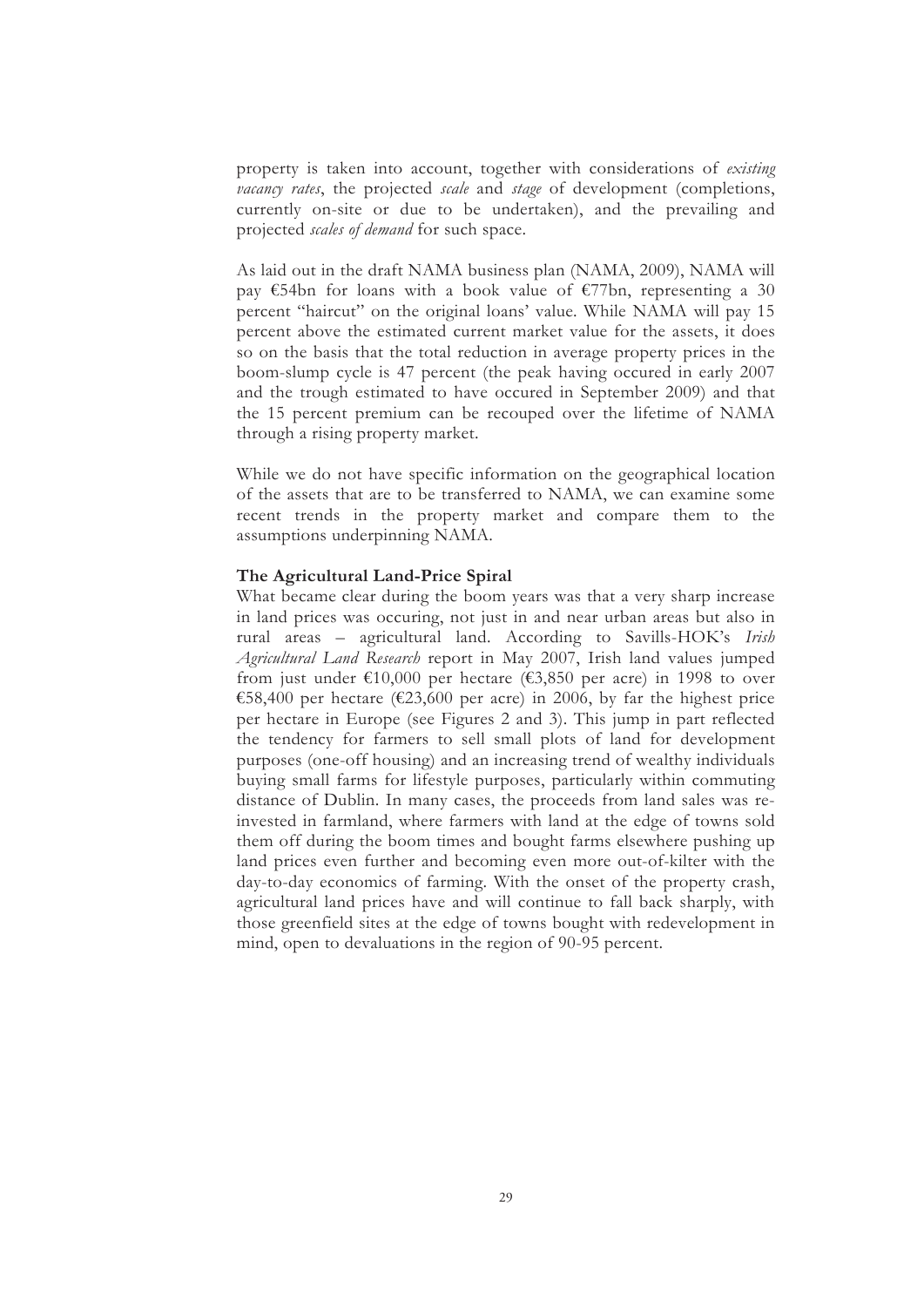property is taken into account, together with considerations of *existing vacancy rates*, the projected *scale* and *stage* of development (completions, currently on-site or due to be undertaken), and the prevailing and projected *scales of demand* for such space.

As laid out in the draft NAMA business plan (NAMA, 2009), NAMA will pay €54bn for loans with a book value of €77bn, representing a 30 percent "haircut" on the original loans' value. While NAMA will pay 15 percent above the estimated current market value for the assets, it does so on the basis that the total reduction in average property prices in the boom-slump cycle is 47 percent (the peak having occured in early 2007 and the trough estimated to have occured in September 2009) and that the 15 percent premium can be recouped over the lifetime of NAMA through a rising property market.

While we do not have specific information on the geographical location of the assets that are to be transferred to NAMA, we can examine some recent trends in the property market and compare them to the assumptions underpinning NAMA.

**The Agricultural Land-Price Spiral**

What became clear during the boom years was that a very sharp increase in land prices was occuring, not just in and near urban areas but also in rural areas – agricultural land. According to Savills-HOK's *Irish Agricultural Land Research* report in May 2007, Irish land values jumped from just under €10,000 per hectare (€3,850 per acre) in 1998 to over €58,400 per hectare (€23,600 per acre) in 2006, by far the highest price per hectare in Europe (see Figures 2 and 3). This jump in part reflected the tendency for farmers to sell small plots of land for development purposes (one-off housing) and an increasing trend of wealthy individuals buying small farms for lifestyle purposes, particularly within commuting distance of Dublin. In many cases, the proceeds from land sales was re-invested in farmland, where farmers with land at the edge of towns sold them off during the boom times and bought farms elsewhere pushing up land prices even further and becoming even more out-of-kilter with the day-to-day economics of farming. With the onset of the property crash, agricultural land prices have and will continue to fall back sharply, with those greenfield sites at the edge of towns bought with redevelopment in mind, open to devaluations in the region of 90-95 percent.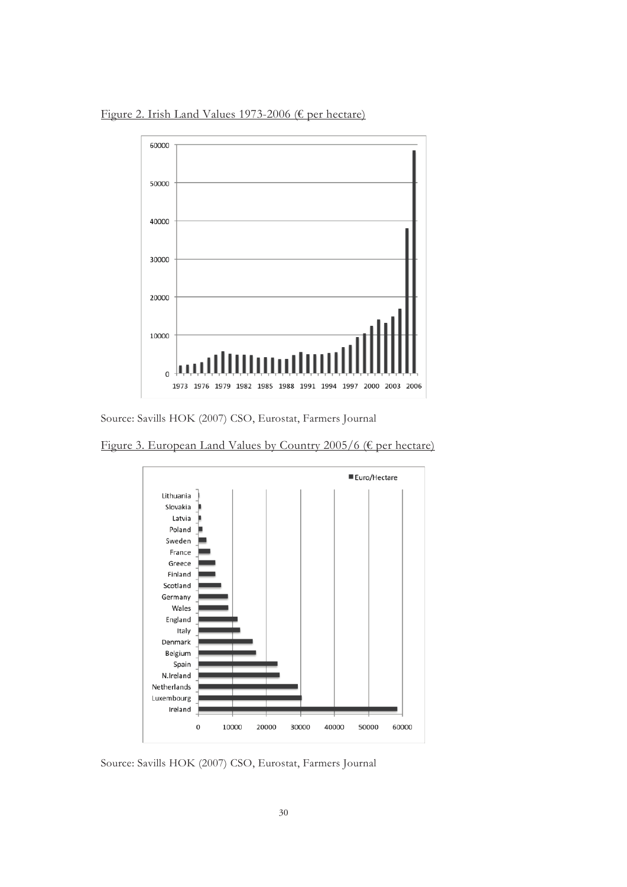Figure 2. Irish Land Values 1973-2006 (€ per hectare)

Source: Savills HOK (2007) CSO, Eurostat, Farmers Journal

Figure 3. European Land Values by Country 2005/6 (€ per hectare)

Source: Savills HOK (2007) CSO, Eurostat, Farmers Journal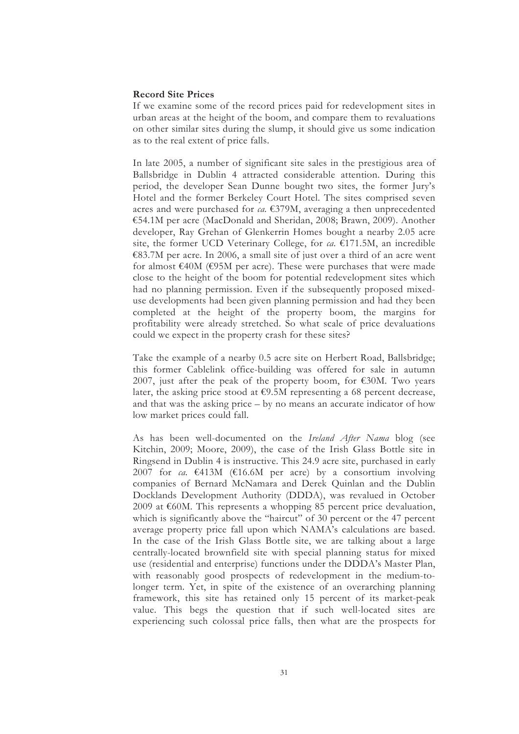**Record Site Prices**

If we examine some of the record prices paid for redevelopment sites in urban areas at the height of the boom, and compare them to revaluations on other similar sites during the slump, it should give us some indication as to the real extent of price falls.

In late 2005, a number of significant site sales in the prestigious area of Ballsbridge in Dublin 4 attracted considerable attention. During this period, the developer Sean Dunne bought two sites, the former Jury's Hotel and the former Berkeley Court Hotel. The sites comprised seven acres and were purchased for *ca.* €379M, averaging a then unprecedented €54.1M per acre (MacDonald and Sheridan, 2008; Brawn, 2009). Another developer, Ray Grehan of Glenkerrin Homes bought a nearby 2.05 acre site, the former UCD Veterinary College, for *ca.* €171.5M, an incredible €83.7M per acre. In 2006, a small site of just over a third of an acre went for almost €40M (€95M per acre). These were purchases that were made close to the height of the boom for potential redevelopment sites which had no planning permission. Even if the subsequently proposed mixed-use developments had been given planning permission and had they been completed at the height of the property boom, the margins for profitability were already stretched. So what scale of price devaluations could we expect in the property crash for these sites?

Take the example of a nearby 0.5 acre site on Herbert Road, Ballsbridge; this former Cablelink office-building was offered for sale in autumn 2007, just after the peak of the property boom, for €30M. Two years later, the asking price stood at €9.5M representing a 68 percent decrease, and that was the asking price – by no means an accurate indicator of how low market prices could fall.

As has been well-documented on the *Ireland After Nama* blog (see Kitchin, 2009; Moore, 2009), the case of the Irish Glass Bottle site in Ringsend in Dublin 4 is instructive. This 24.9 acre site, purchased in early 2007 for *ca.* €413M (€16.6M per acre) by a consortium involving companies of Bernard McNamara and Derek Quinlan and the Dublin Docklands Development Authority (DDDA), was revalued in October 2009 at €60M. This represents a whopping 85 percent price devaluation, which is significantly above the "haircut" of 30 percent or the 47 percent average property price fall upon which NAMA's calculations are based. In the case of the Irish Glass Bottle site, we are talking about a large centrally-located brownfield site with special planning status for mixed use (residential and enterprise) functions under the DDDA's Master Plan, with reasonably good prospects of redevelopment in the medium-to-longer term. Yet, in spite of the existence of an overarching planning framework, this site has retained only 15 percent of its market-peak value. This begs the question that if such well-located sites are experiencing such colossal price falls, then what are the prospects for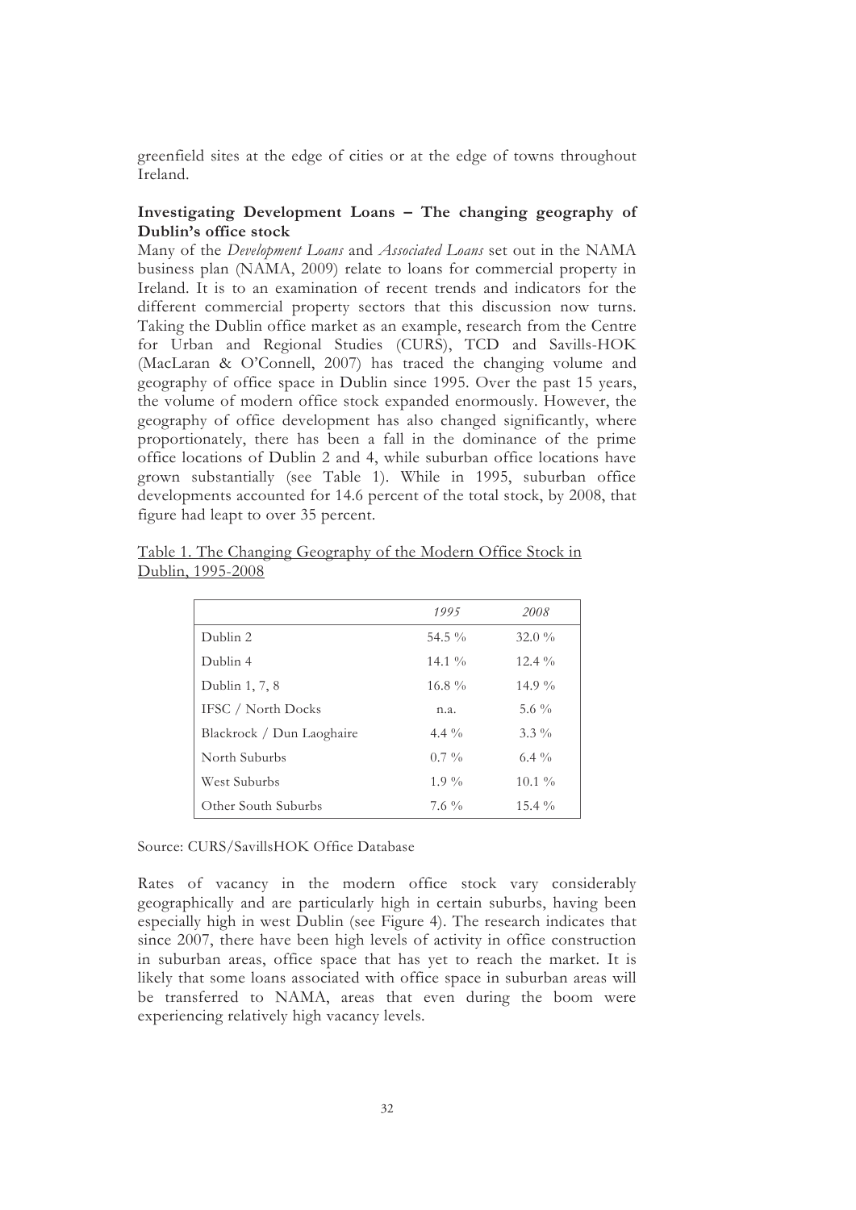greenfield sites at the edge of cities or at the edge of towns throughout Ireland.

### Investigating Development Loans – The changing geography of Dublin's office stock

Many of the *Development Loans* and *Associated Loans* set out in the NAMA business plan (NAMA, 2009) relate to loans for commercial property in Ireland. It is to an examination of recent trends and indicators for the different commercial property sectors that this discussion now turns. Taking the Dublin office market as an example, research from the Centre for Urban and Regional Studies (CURS), TCD and Savills-HOK (MacLaran & O'Connell, 2007) has traced the changing volume and geography of office space in Dublin since 1995. Over the past 15 years, the volume of modern office stock expanded enormously. However, the geography of office development has also changed significantly, where proportionately, there has been a fall in the dominance of the prime office locations of Dublin 2 and 4, while suburban office locations have grown substantially (see Table 1). While in 1995, suburban office developments accounted for 14.6 percent of the total stock, by 2008, that figure had leapt to over 35 percent.

Table 1. The Changing Geography of the Modern Office Stock in Dublin, 1995-2008

| | *1995* | *2008* |
|---|---|---|
| Dublin 2 | 54.5 % | 32.0 % |
| Dublin 4 | 14.1 % | 12.4 % |
| Dublin 1, 7, 8 | 16.8 % | 14.9 % |
| IFSC / North Docks | n.a. | 5.6 % |
| Blackrock / Dun Laoghaire | 4.4 % | 3.3 % |
| North Suburbs | 0.7 % | 6.4 % |
| West Suburbs | 1.9 % | 10.1 % |
| Other South Suburbs | 7.6 % | 15.4 % |

Source: CURS/SavillsHOK Office Database

Rates of vacancy in the modern office stock vary considerably geographically and are particularly high in certain suburbs, having been especially high in west Dublin (see Figure 4). The research indicates that since 2007, there have been high levels of activity in office construction in suburban areas, office space that has yet to reach the market. It is likely that some loans associated with office space in suburban areas will be transferred to NAMA, areas that even during the boom were experiencing relatively high vacancy levels.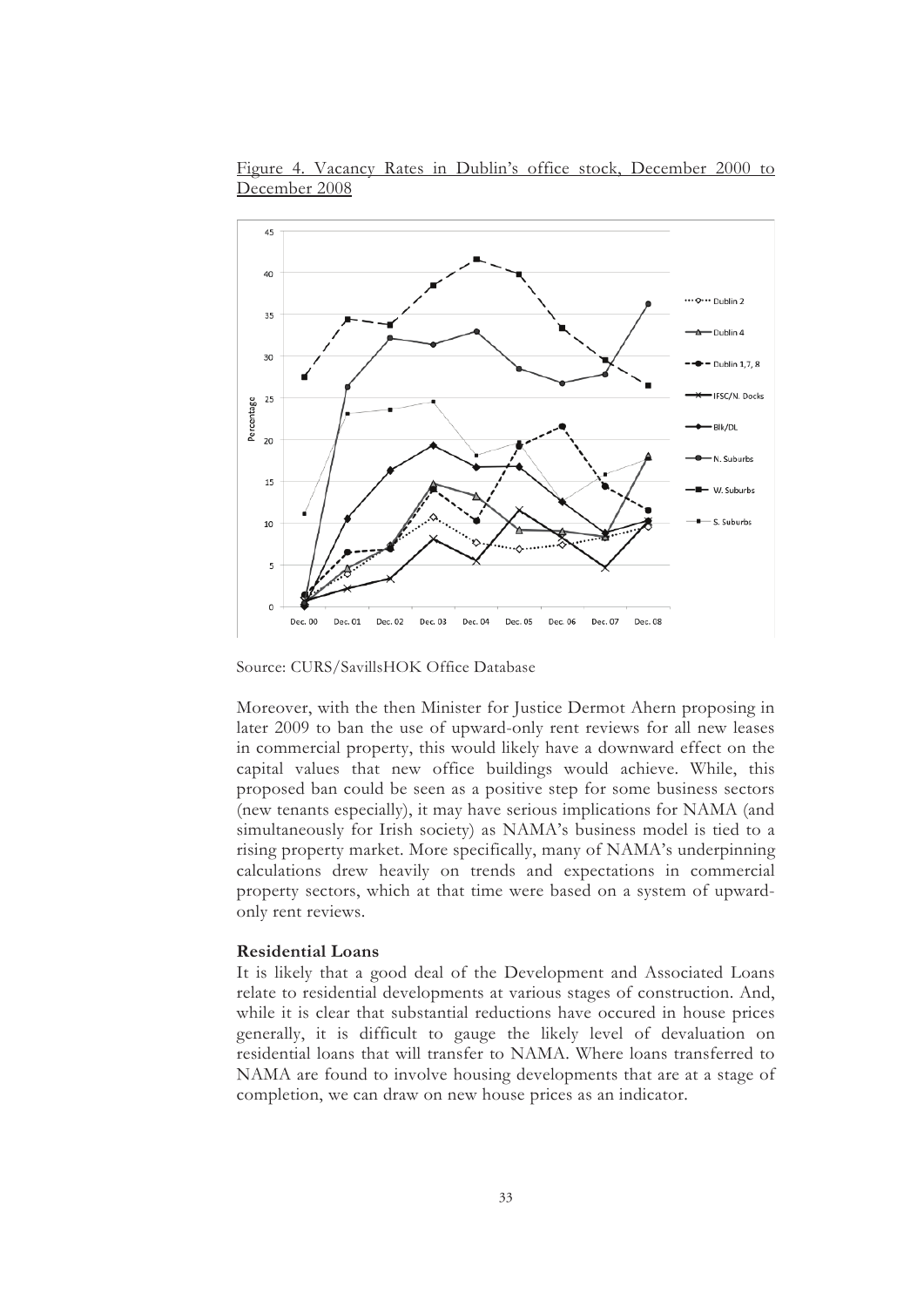Figure 4. Vacancy Rates in Dublin's office stock, December 2000 to December 2008

Source: CURS/SavillsHOK Office Database

Moreover, with the then Minister for Justice Dermot Ahern proposing in later 2009 to ban the use of upward-only rent reviews for all new leases in commercial property, this would likely have a downward effect on the capital values that new office buildings would achieve. While, this proposed ban could be seen as a positive step for some business sectors (new tenants especially), it may have serious implications for NAMA (and simultaneously for Irish society) as NAMA's business model is tied to a rising property market. More specifically, many of NAMA's underpinning calculations drew heavily on trends and expectations in commercial property sectors, which at that time were based on a system of upward-only rent reviews.

**Residential Loans**

It is likely that a good deal of the Development and Associated Loans relate to residential developments at various stages of construction. And, while it is clear that substantial reductions have occured in house prices generally, it is difficult to gauge the likely level of devaluation on residential loans that will transfer to NAMA. Where loans transferred to NAMA are found to involve housing developments that are at a stage of completion, we can draw on new house prices as an indicator.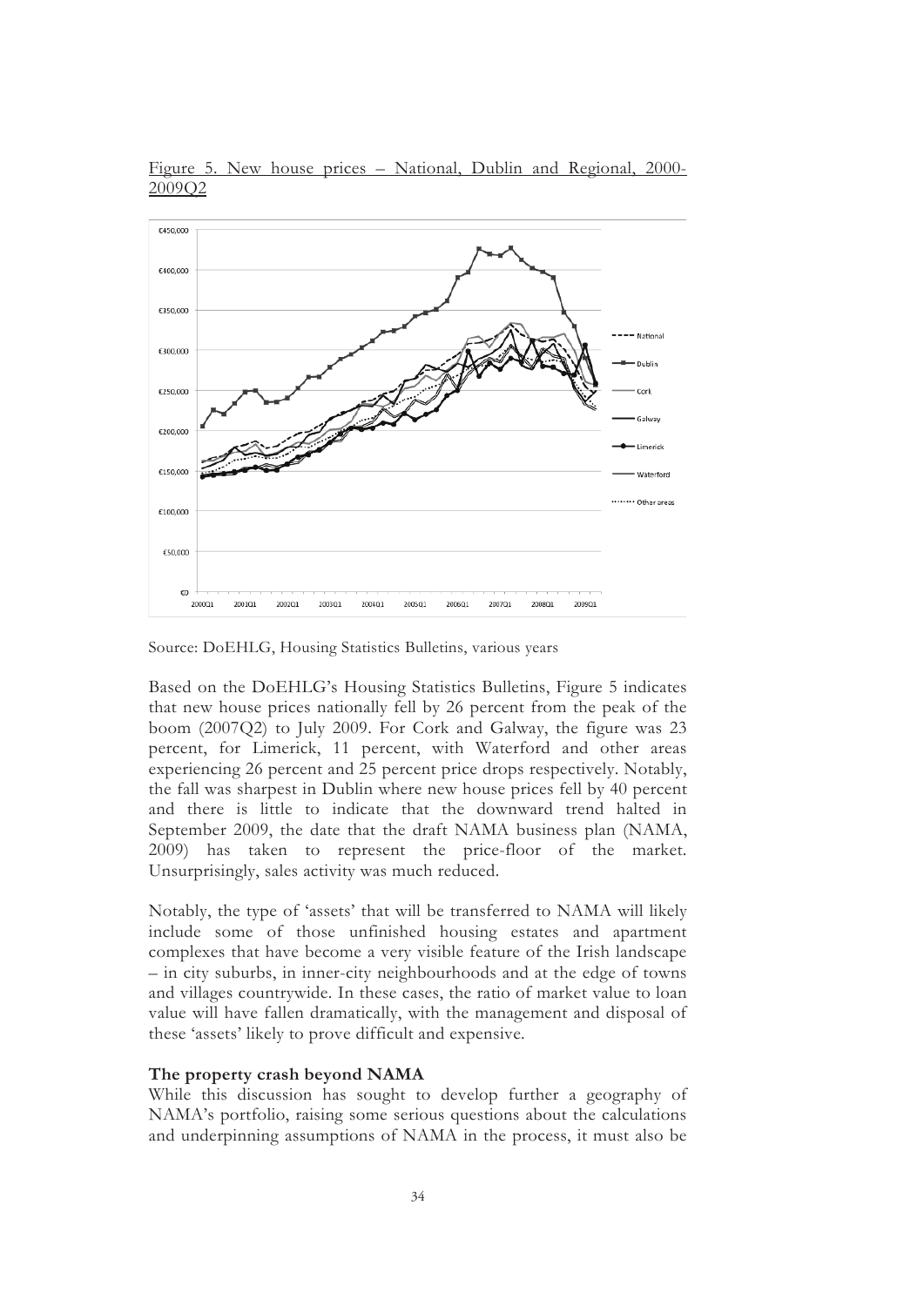Figure 5. New house prices – National, Dublin and Regional, 2000-2009Q2

Source: DoEHLG, Housing Statistics Bulletins, various years

Based on the DoEHLG's Housing Statistics Bulletins, Figure 5 indicates that new house prices nationally fell by 26 percent from the peak of the boom (2007Q2) to July 2009. For Cork and Galway, the figure was 23 percent, for Limerick, 11 percent, with Waterford and other areas experiencing 26 percent and 25 percent price drops respectively. Notably, the fall was sharpest in Dublin where new house prices fell by 40 percent and there is little to indicate that the downward trend halted in September 2009, the date that the draft NAMA business plan (NAMA, 2009) has taken to represent the price-floor of the market. Unsurprisingly, sales activity was much reduced.

Notably, the type of 'assets' that will be transferred to NAMA will likely include some of those unfinished housing estates and apartment complexes that have become a very visible feature of the Irish landscape – in city suburbs, in inner-city neighbourhoods and at the edge of towns and villages countrywide. In these cases, the ratio of market value to loan value will have fallen dramatically, with the management and disposal of these 'assets' likely to prove difficult and expensive.

**The property crash beyond NAMA**

While this discussion has sought to develop further a geography of NAMA's portfolio, raising some serious questions about the calculations and underpinning assumptions of NAMA in the process, it must also be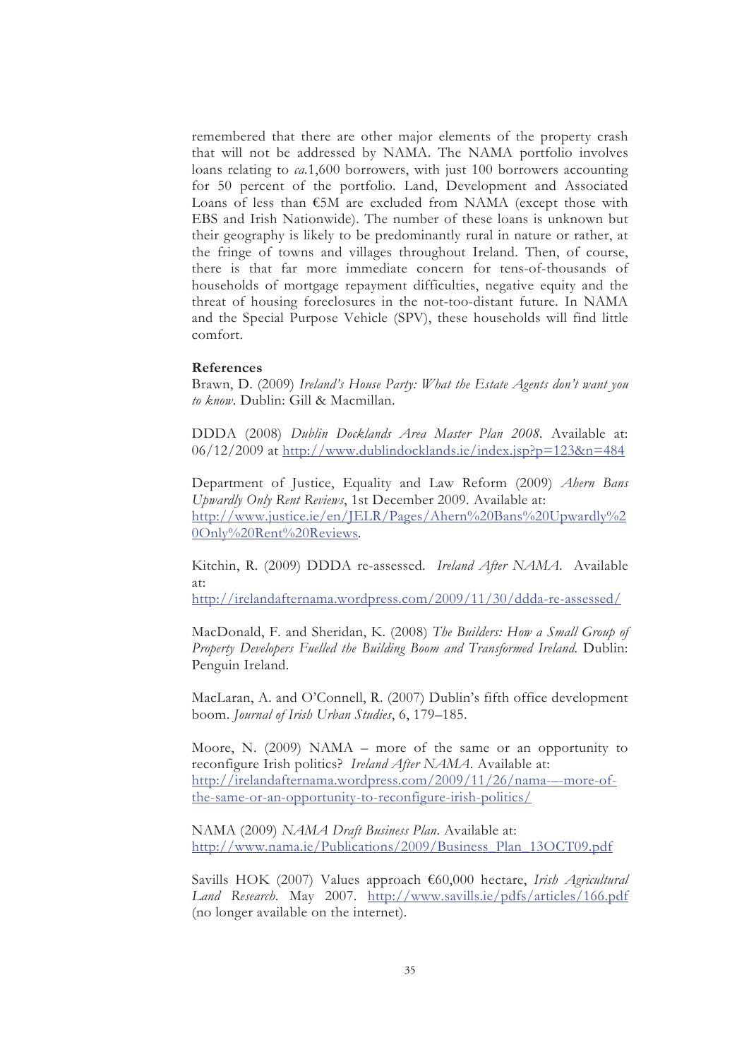remembered that there are other major elements of the property crash that will not be addressed by NAMA. The NAMA portfolio involves loans relating to *ca.*1,600 borrowers, with just 100 borrowers accounting for 50 percent of the portfolio. Land, Development and Associated Loans of less than €5M are excluded from NAMA (except those with EBS and Irish Nationwide). The number of these loans is unknown but their geography is likely to be predominantly rural in nature or rather, at the fringe of towns and villages throughout Ireland. Then, of course, there is that far more immediate concern for tens-of-thousands of households of mortgage repayment difficulties, negative equity and the threat of housing foreclosures in the not-too-distant future. In NAMA and the Special Purpose Vehicle (SPV), these households will find little comfort.

**References**

Brawn, D. (2009) *Ireland's House Party: What the Estate Agents don't want you to know*. Dublin: Gill & Macmillan.

DDDA (2008) *Dublin Docklands Area Master Plan 2008*. Available at: 06/12/2009 at http://www.dublindocklands.ie/index.jsp?p=123&n=484

Department of Justice, Equality and Law Reform (2009) *Ahern Bans Upwardly Only Rent Reviews*, 1st December 2009. Available at: http://www.justice.ie/en/JELR/Pages/Ahern%20Bans%20Upwardly%20Only%20Rent%20Reviews.

Kitchin, R. (2009) DDDA re-assessed. *Ireland After NAMA*. Available at: http://irelandafternama.wordpress.com/2009/11/30/ddda-re-assessed/

MacDonald, F. and Sheridan, K. (2008) *The Builders: How a Small Group of Property Developers Fuelled the Building Boom and Transformed Ireland*. Dublin: Penguin Ireland.

MacLaran, A. and O'Connell, R. (2007) Dublin's fifth office development boom. *Journal of Irish Urban Studies*, 6, 179–185.

Moore, N. (2009) NAMA – more of the same or an opportunity to reconfigure Irish politics? *Ireland After NAMA*. Available at: http://irelandafternama.wordpress.com/2009/11/26/nama-—-more-of-the-same-or-an-opportunity-to-reconfigure-irish-politics/

NAMA (2009) *NAMA Draft Business Plan*. Available at: http://www.nama.ie/Publications/2009/Business_Plan_13OCT09.pdf

Savills HOK (2007) Values approach €60,000 hectare, *Irish Agricultural Land Research*. May 2007. http://www.savills.ie/pdfs/articles/166.pdf (no longer available on the internet).